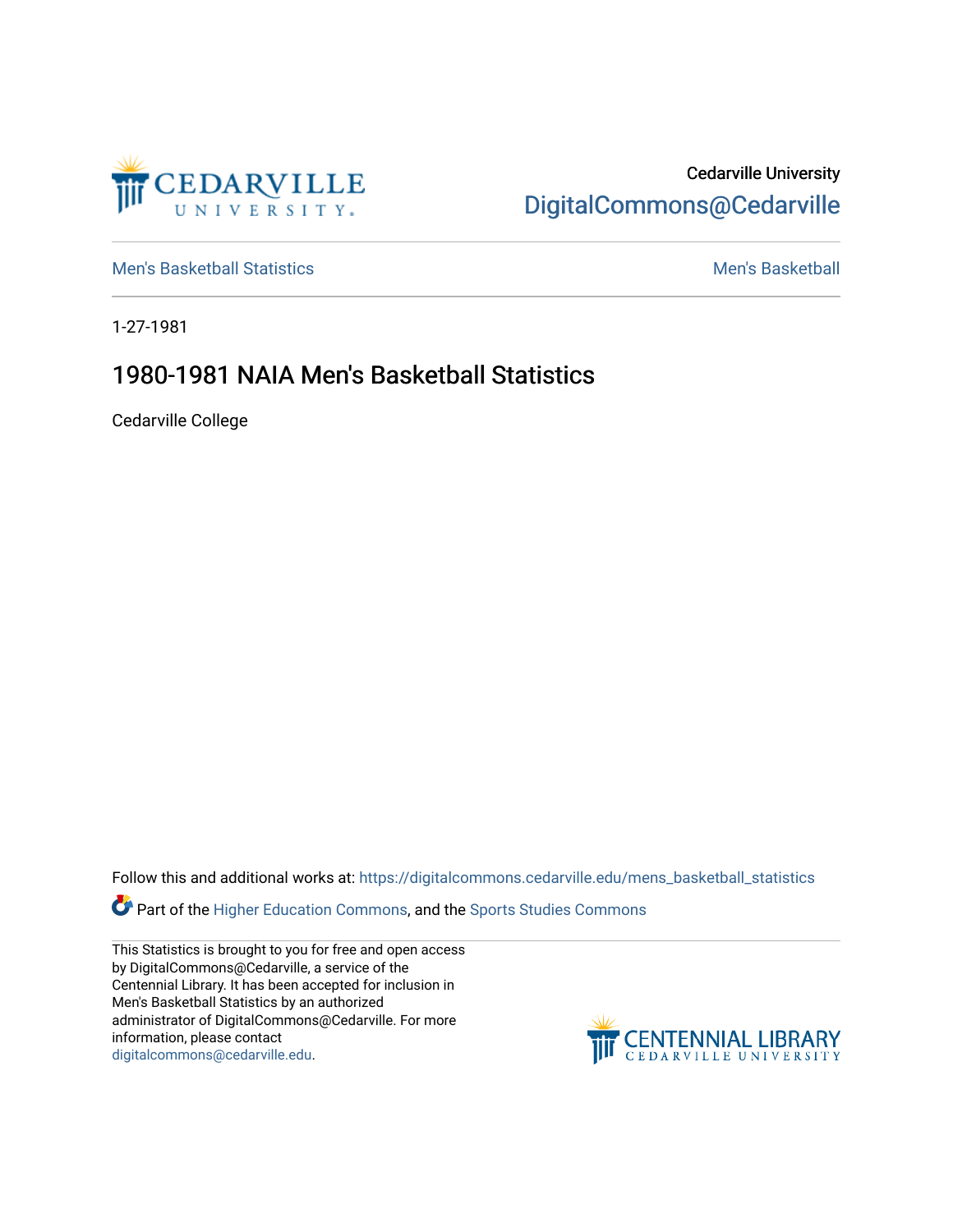Cedarville University
DigitalCommons@Cedarville

Men's Basketball Statistics

Men's Basketball

1-27-1981

# 1980-1981 NAIA Men's Basketball Statistics

Cedarville College

Follow this and additional works at: https://digitalcommons.cedarville.edu/mens_basketball_statistics

Part of the Higher Education Commons, and the Sports Studies Commons

This Statistics is brought to you for free and open access by DigitalCommons@Cedarville, a service of the Centennial Library. It has been accepted for inclusion in Men's Basketball Statistics by an authorized administrator of DigitalCommons@Cedarville. For more information, please contact digitalcommons@cedarville.edu.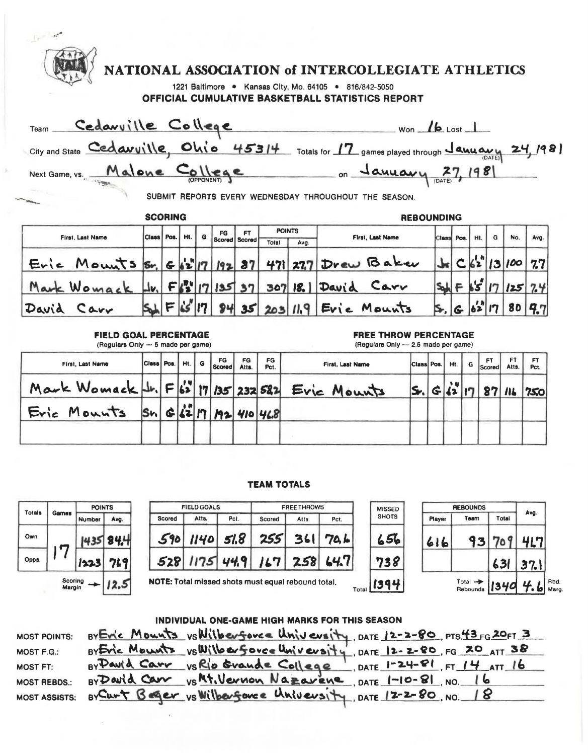# NATIONAL ASSOCIATION of INTERCOLLEGIATE ATHLETICS

1221 Baltimore • Kansas City, Mo. 64105 • 816/842-5050

**OFFICIAL CUMULATIVE BASKETBALL STATISTICS REPORT**

Team: Cedarville College Won: 16 Lost: 1

City and State: Cedarville, Ohio 45314 Totals for 17 games played through January 24, 1981 (DATE)

Next Game, vs. Malone College (OPPONENT) on January 27, 1981 (DATE)

SUBMIT REPORTS EVERY WEDNESDAY THROUGHOUT THE SEASON.

## SCORING

| First, Last Name | Class | Pos. | Ht. | G | FG Scored | FT Scored | POINTS Total | POINTS Avg. |
|---|---|---|---|---|---|---|---|---|
| Eric Mounts | Sr. | G | 6'2" | 17 | 192 | 87 | 471 | 27.7 |
| Mark Womack | Jr. | F | 6'3" | 17 | 135 | 37 | 307 | 18.1 |
| David Carr | Soph | F | 6'5" | 17 | 84 | 35 | 203 | 11.9 |

## REBOUNDING

| First, Last Name | Class | Pos. | Ht. | G | No. | Avg. |
|---|---|---|---|---|---|---|
| Drew Baker | Jr. | C | 6'2" | 13 | 100 | 7.7 |
| David Carr | Soph | F | 6'5" | 17 | 125 | 7.4 |
| Eric Mounts | Sr. | G | 6'2" | 17 | 80 | 4.7 |

## FIELD GOAL PERCENTAGE

(Regulars Only — 5 made per game)

| First, Last Name | Class | Pos. | Ht. | G | FG Scored | FG Atts. | FG Pct. |
|---|---|---|---|---|---|---|---|
| Mark Womack | Jr. | F | 6'3" | 17 | 135 | 232 | 58.2 |
| Eric Mounts | Sr. | G | 6'2" | 17 | 192 | 410 | 46.8 |
| | | | | | | | |

## FREE THROW PERCENTAGE

(Regulars Only — 2.5 made per game)

| First, Last Name | Class | Pos. | Ht. | G | FT Scored | FT Atts. | FT Pct. |
|---|---|---|---|---|---|---|---|
| Eric Mounts | Sr. | G | 6'2" | 17 | 87 | 116 | 750 |
| | | | | | | | |
| | | | | | | | |

## TEAM TOTALS

| Totals | Games | POINTS Number | POINTS Avg. |
|---|---|---|---|
| Own | 17 | 1435 | 84.4 |
| Opps. | | 1223 | 71.9 |
| Scoring Margin | | | 12.5 |

| | FIELD GOALS Scored | FIELD GOALS Atts. | FIELD GOALS Pct. | FREE THROWS Scored | FREE THROWS Atts. | FREE THROWS Pct. | MISSED SHOTS |
|---|---|---|---|---|---|---|---|
| Own | 590 | 1140 | 51.8 | 255 | 361 | 70.6 | 656 |
| Opps. | 528 | 1175 | 44.9 | 167 | 258 | 64.7 | 738 |
| Total | | | | | | | 1394 |

NOTE: Total missed shots must equal rebound total.

| | REBOUNDS Player | REBOUNDS Team | REBOUNDS Total | Avg. |
|---|---|---|---|---|
| Own | 616 | 93 | 709 | 41.7 |
| Opps. | | | 631 | 37.1 |
| Total Rebounds | | | 1340 | 4.6 Rbd. Marg. |

## INDIVIDUAL ONE-GAME HIGH MARKS FOR THIS SEASON

MOST POINTS: BY Eric Mounts VS Wilberforce University, DATE 12-2-80, PTS. 43 FG 20 FT 3

MOST F.G.: BY Eric Mounts VS Wilberforce University, DATE 12-2-80, FG 20 ATT 38

MOST FT: BY David Carr VS Rio Grande College, DATE 1-24-81, FT 14 ATT 16

MOST REBDS.: BY David Carr VS Mt. Vernon Nazarene, DATE 1-10-81, NO. 16

MOST ASSISTS: BY Curt Beger VS Wilberforce University, DATE 12-2-80, NO. 18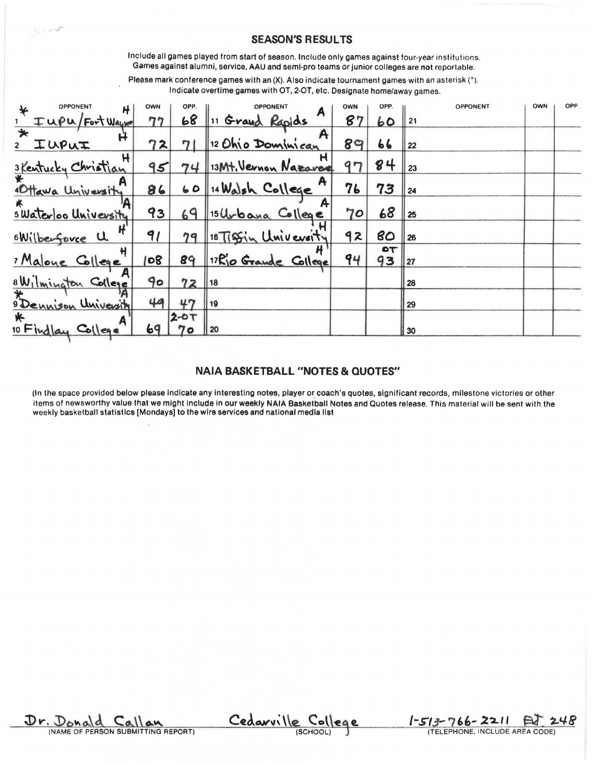## SEASON'S RESULTS

Include all games played from start of season. Include only games against four-year institutions. Games against alumni, service, AAU and semi-pro teams or junior colleges are **not** reportable.

Please mark conference games with an (X). Also indicate tournament games with an asterisk (*). Indicate overtime games with OT, 2-OT, etc. Designate home/away games.

| OPPONENT | OWN | OPP. | OPPONENT | OWN | OPP. | OPPONENT | OWN | OPP. |
|---|---|---|---|---|---|---|---|---|
| * 1 IUPU/Fort Wayne H | 77 | 68 | 11 Grand Rapids A | 87 | 60 | 21 | | |
| * 2 IUPUI H | 72 | 71 | 12 Ohio Dominican A | 89 | 66 | 22 | | |
| 3 Kentucky Christian H | 95 | 74 | 13 Mt. Vernon Nazarene H | 97 | 84 | 23 | | |
| * 4 Ottawa University A | 86 | 60 | 14 Walsh College A | 76 | 73 | 24 | | |
| * 5 Waterloo University A | 93 | 69 | 15 Urbana College A | 70 | 68 | 25 | | |
| 6 Wilberforce U. H | 91 | 79 | 16 Tiffin University H | 92 | 80 | 26 | | |
| 7 Malone College H | 108 | 89 | 17 Rio Grande College H | 94 | OT 93 | 27 | | |
| 8 Wilmington College A | 90 | 72 | 18 | | | 28 | | |
| * 9 Dennison University A | 49 | 47 | 19 | | | 29 | | |
| * 10 Findlay College A | 69 | 2-OT 70 | 20 | | | 30 | | |

## NAIA BASKETBALL "NOTES & QUOTES"

(In the space provided below please indicate any interesting notes, player or coach's quotes, significant records, milestone victories or other items of newsworthy value that we might include in our weekly NAIA Basketball Notes and Quotes release. This material will be sent with the weekly basketball statistics [Mondays] to the wire services and national media list

Dr. Donald Callan
(NAME OF PERSON SUBMITTING REPORT)

Cedarville College
(SCHOOL)

1-513-766-2211 Ext. 248
(TELEPHONE, INCLUDE AREA CODE)